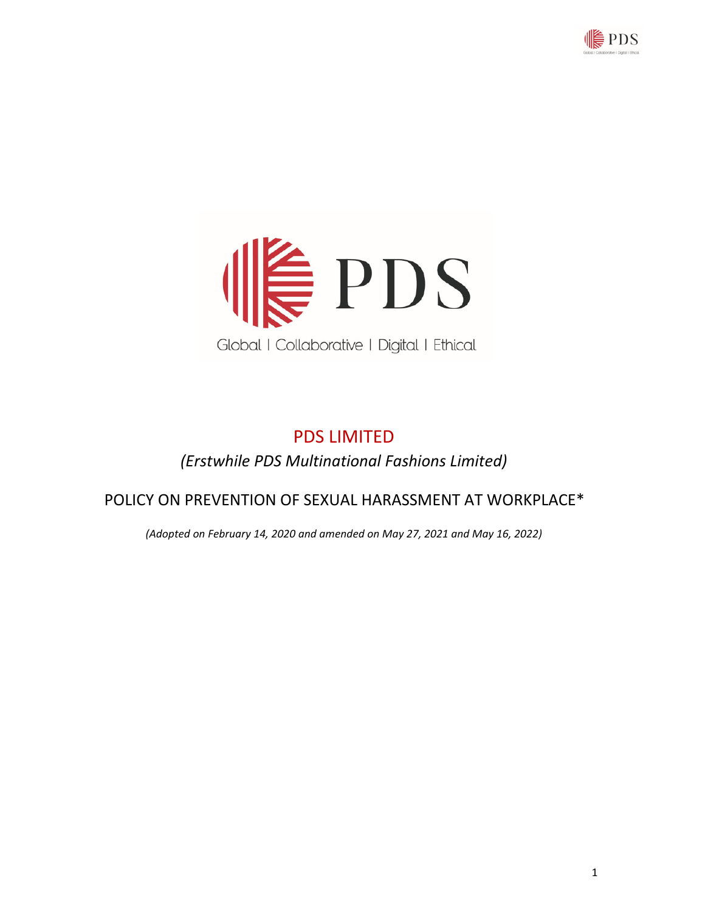# PDS LIMITED

*(Erstwhile PDS Multinational Fashions Limited)*

## POLICY ON PREVENTION OF SEXUAL HARASSMENT AT WORKPLACE*

*(Adopted on February 14, 2020 and amended on May 27, 2021 and May 16, 2022)*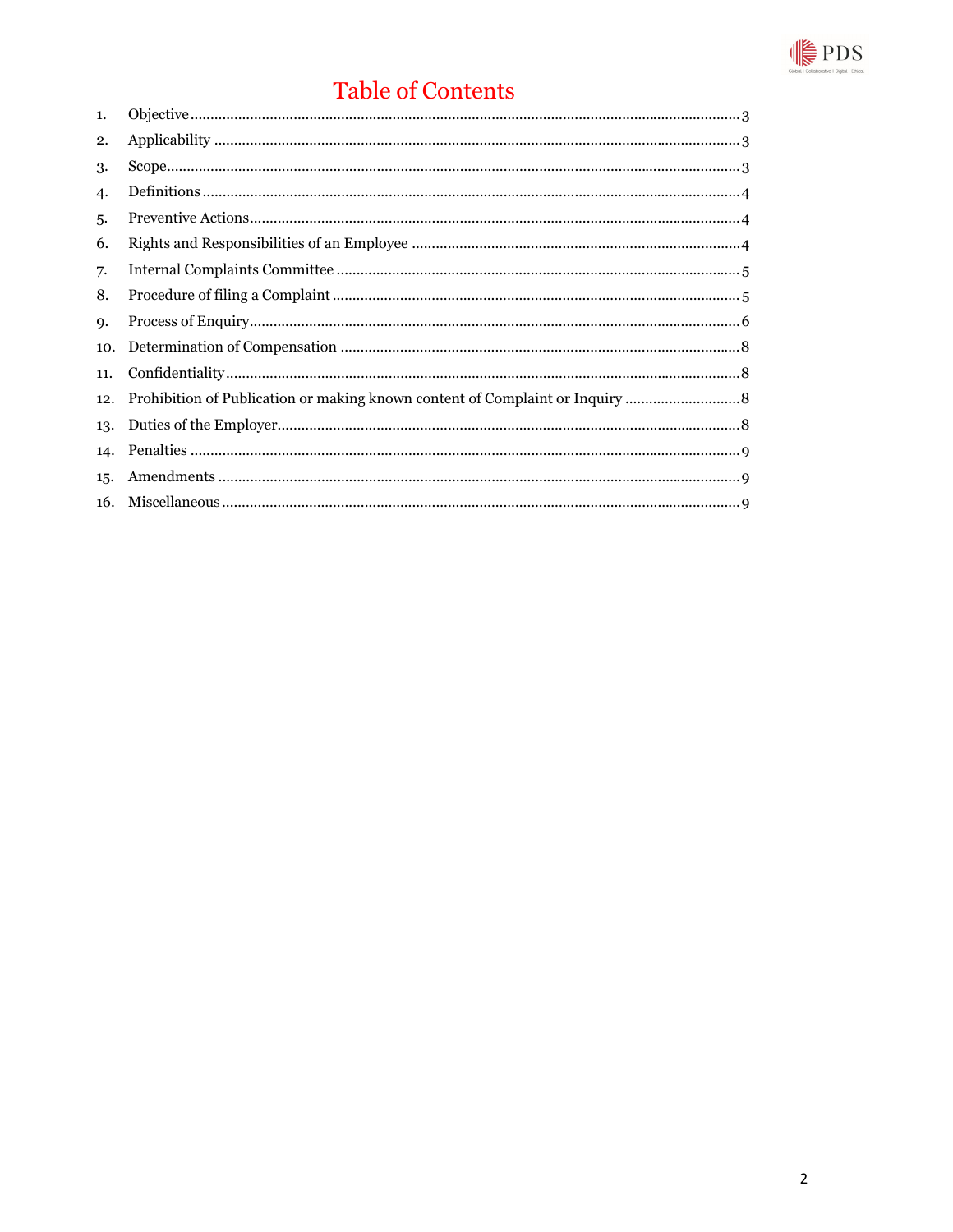# Table of Contents

1. Objective ........................................................................ 3
2. Applicability ........................................................................ 3
3. Scope ........................................................................ 3
4. Definitions ........................................................................ 4
5. Preventive Actions ........................................................................ 4
6. Rights and Responsibilities of an Employee ........................................................................ 4
7. Internal Complaints Committee ........................................................................ 5
8. Procedure of filing a Complaint ........................................................................ 5
9. Process of Enquiry ........................................................................ 6
10. Determination of Compensation ........................................................................ 8
11. Confidentiality ........................................................................ 8
12. Prohibition of Publication or making known content of Complaint or Inquiry ........................................................................ 8
13. Duties of the Employer ........................................................................ 8
14. Penalties ........................................................................ 9
15. Amendments ........................................................................ 9
16. Miscellaneous ........................................................................ 9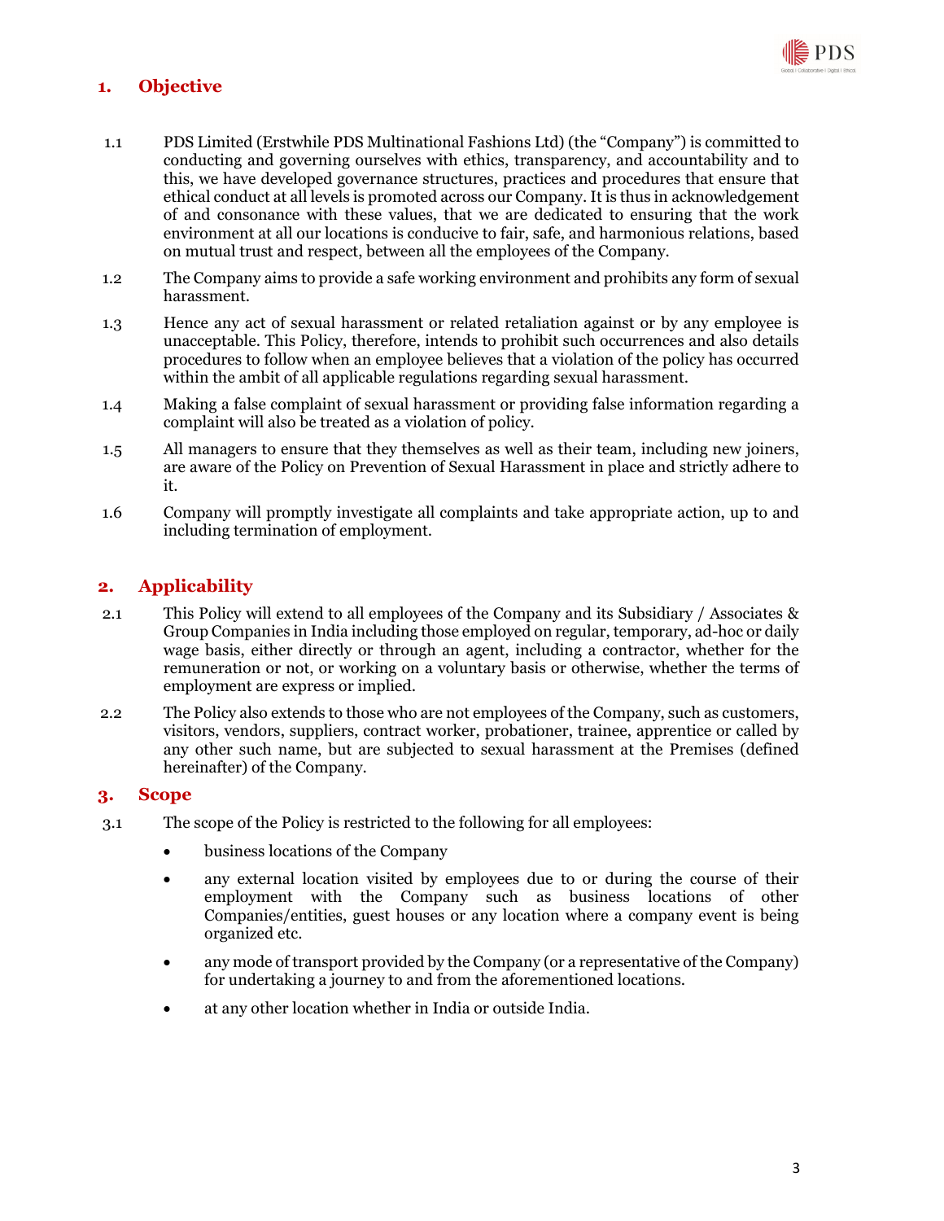## 1. Objective

1.1 PDS Limited (Erstwhile PDS Multinational Fashions Ltd) (the "Company") is committed to conducting and governing ourselves with ethics, transparency, and accountability and to this, we have developed governance structures, practices and procedures that ensure that ethical conduct at all levels is promoted across our Company. It is thus in acknowledgement of and consonance with these values, that we are dedicated to ensuring that the work environment at all our locations is conducive to fair, safe, and harmonious relations, based on mutual trust and respect, between all the employees of the Company.

1.2 The Company aims to provide a safe working environment and prohibits any form of sexual harassment.

1.3 Hence any act of sexual harassment or related retaliation against or by any employee is unacceptable. This Policy, therefore, intends to prohibit such occurrences and also details procedures to follow when an employee believes that a violation of the policy has occurred within the ambit of all applicable regulations regarding sexual harassment.

1.4 Making a false complaint of sexual harassment or providing false information regarding a complaint will also be treated as a violation of policy.

1.5 All managers to ensure that they themselves as well as their team, including new joiners, are aware of the Policy on Prevention of Sexual Harassment in place and strictly adhere to it.

1.6 Company will promptly investigate all complaints and take appropriate action, up to and including termination of employment.

## 2. Applicability

2.1 This Policy will extend to all employees of the Company and its Subsidiary / Associates & Group Companies in India including those employed on regular, temporary, ad-hoc or daily wage basis, either directly or through an agent, including a contractor, whether for the remuneration or not, or working on a voluntary basis or otherwise, whether the terms of employment are express or implied.

2.2 The Policy also extends to those who are not employees of the Company, such as customers, visitors, vendors, suppliers, contract worker, probationer, trainee, apprentice or called by any other such name, but are subjected to sexual harassment at the Premises (defined hereinafter) of the Company.

## 3. Scope

3.1 The scope of the Policy is restricted to the following for all employees:

- business locations of the Company
- any external location visited by employees due to or during the course of their employment with the Company such as business locations of other Companies/entities, guest houses or any location where a company event is being organized etc.
- any mode of transport provided by the Company (or a representative of the Company) for undertaking a journey to and from the aforementioned locations.
- at any other location whether in India or outside India.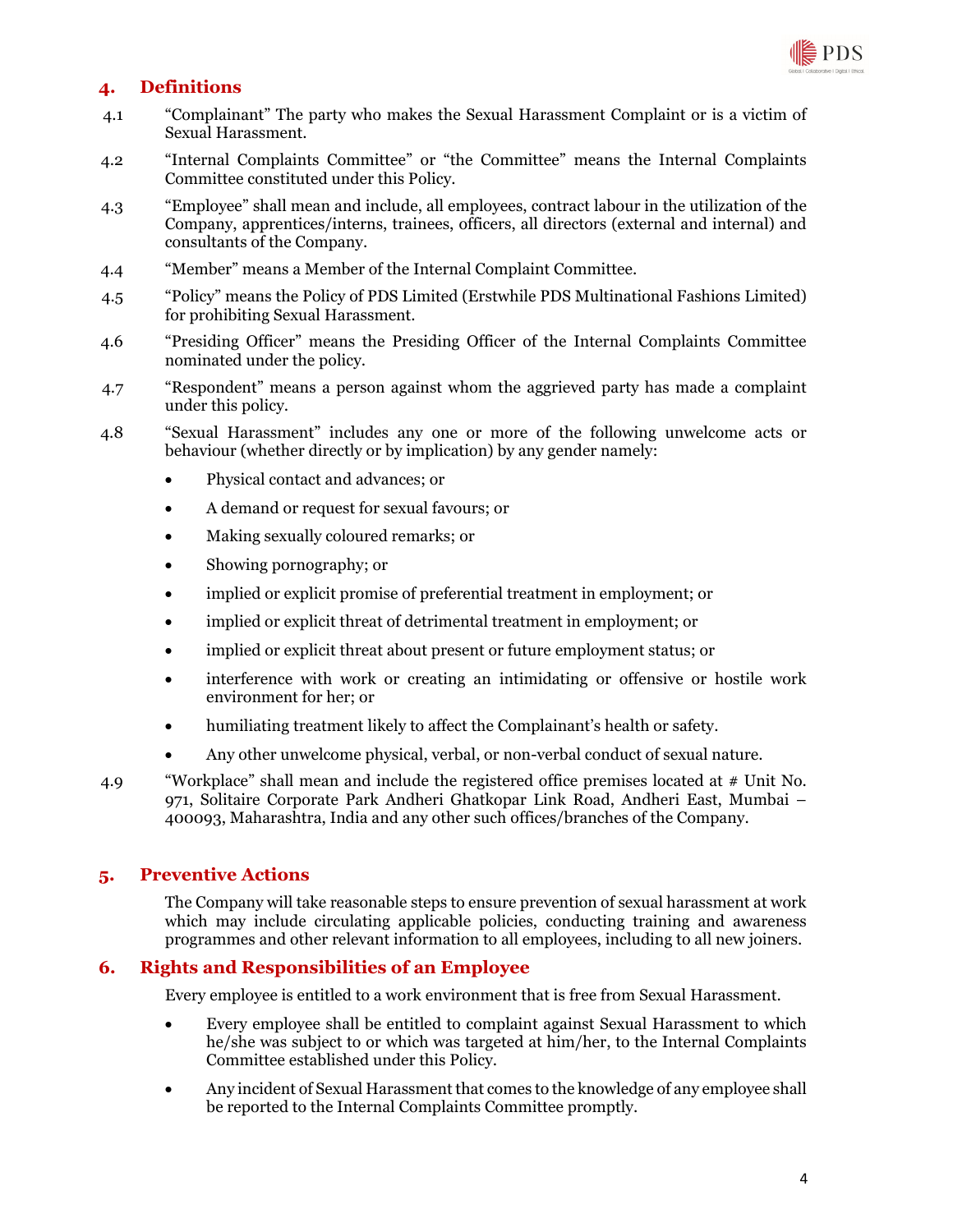## 4. Definitions

4.1 "Complainant" The party who makes the Sexual Harassment Complaint or is a victim of Sexual Harassment.

4.2 "Internal Complaints Committee" or "the Committee" means the Internal Complaints Committee constituted under this Policy.

4.3 "Employee" shall mean and include, all employees, contract labour in the utilization of the Company, apprentices/interns, trainees, officers, all directors (external and internal) and consultants of the Company.

4.4 "Member" means a Member of the Internal Complaint Committee.

4.5 "Policy" means the Policy of PDS Limited (Erstwhile PDS Multinational Fashions Limited) for prohibiting Sexual Harassment.

4.6 "Presiding Officer" means the Presiding Officer of the Internal Complaints Committee nominated under the policy.

4.7 "Respondent" means a person against whom the aggrieved party has made a complaint under this policy.

4.8 "Sexual Harassment" includes any one or more of the following unwelcome acts or behaviour (whether directly or by implication) by any gender namely:

- Physical contact and advances; or
- A demand or request for sexual favours; or
- Making sexually coloured remarks; or
- Showing pornography; or
- implied or explicit promise of preferential treatment in employment; or
- implied or explicit threat of detrimental treatment in employment; or
- implied or explicit threat about present or future employment status; or
- interference with work or creating an intimidating or offensive or hostile work environment for her; or
- humiliating treatment likely to affect the Complainant's health or safety.
- Any other unwelcome physical, verbal, or non-verbal conduct of sexual nature.

4.9 "Workplace" shall mean and include the registered office premises located at # Unit No. 971, Solitaire Corporate Park Andheri Ghatkopar Link Road, Andheri East, Mumbai – 400093, Maharashtra, India and any other such offices/branches of the Company.

## 5. Preventive Actions

The Company will take reasonable steps to ensure prevention of sexual harassment at work which may include circulating applicable policies, conducting training and awareness programmes and other relevant information to all employees, including to all new joiners.

## 6. Rights and Responsibilities of an Employee

Every employee is entitled to a work environment that is free from Sexual Harassment.

- Every employee shall be entitled to complaint against Sexual Harassment to which he/she was subject to or which was targeted at him/her, to the Internal Complaints Committee established under this Policy.
- Any incident of Sexual Harassment that comes to the knowledge of any employee shall be reported to the Internal Complaints Committee promptly.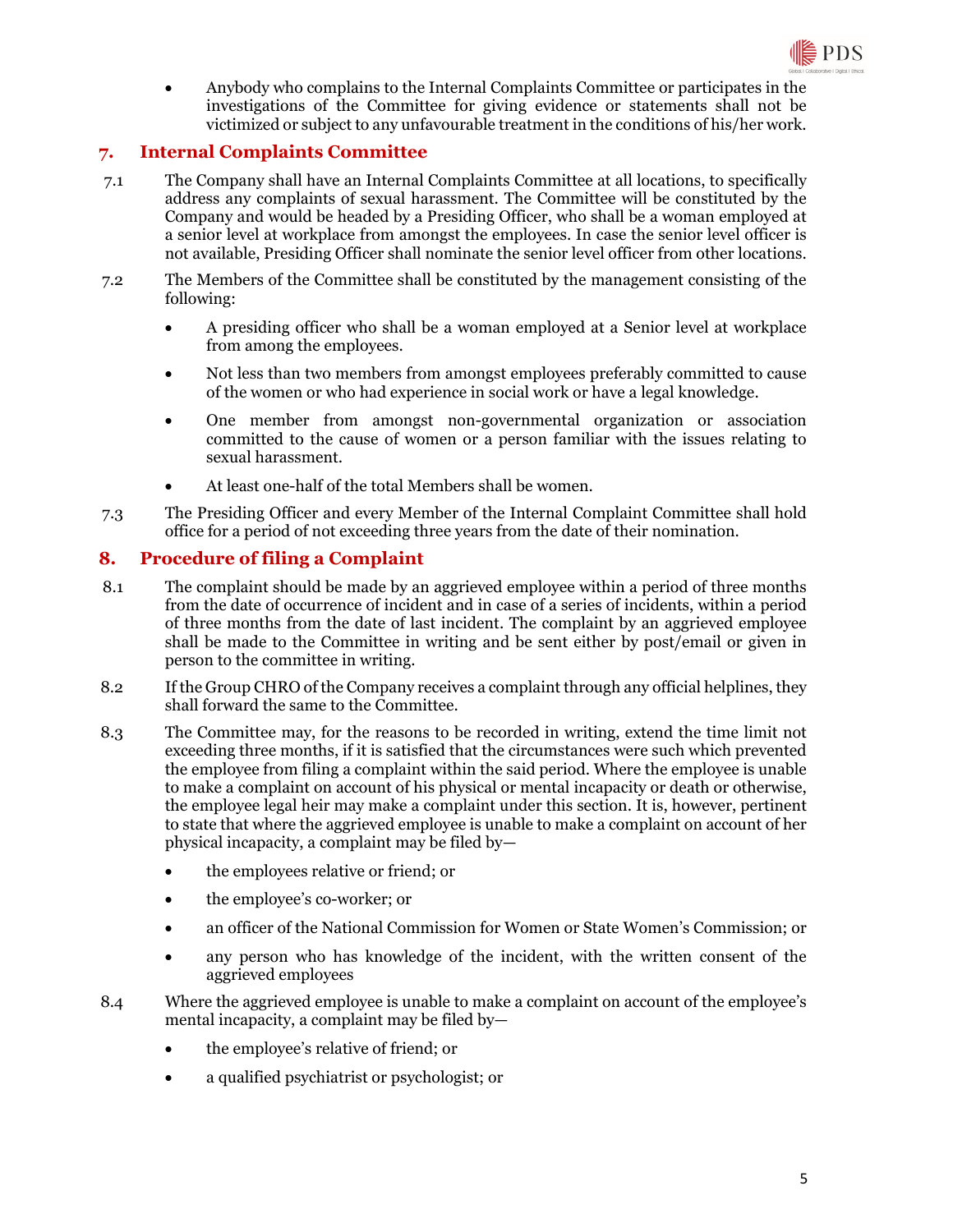- Anybody who complains to the Internal Complaints Committee or participates in the investigations of the Committee for giving evidence or statements shall not be victimized or subject to any unfavourable treatment in the conditions of his/her work.

## 7. Internal Complaints Committee

7.1 The Company shall have an Internal Complaints Committee at all locations, to specifically address any complaints of sexual harassment. The Committee will be constituted by the Company and would be headed by a Presiding Officer, who shall be a woman employed at a senior level at workplace from amongst the employees. In case the senior level officer is not available, Presiding Officer shall nominate the senior level officer from other locations.

7.2 The Members of the Committee shall be constituted by the management consisting of the following:

- A presiding officer who shall be a woman employed at a Senior level at workplace from among the employees.
- Not less than two members from amongst employees preferably committed to cause of the women or who had experience in social work or have a legal knowledge.
- One member from amongst non-governmental organization or association committed to the cause of women or a person familiar with the issues relating to sexual harassment.
- At least one-half of the total Members shall be women.

7.3 The Presiding Officer and every Member of the Internal Complaint Committee shall hold office for a period of not exceeding three years from the date of their nomination.

## 8. Procedure of filing a Complaint

8.1 The complaint should be made by an aggrieved employee within a period of three months from the date of occurrence of incident and in case of a series of incidents, within a period of three months from the date of last incident. The complaint by an aggrieved employee shall be made to the Committee in writing and be sent either by post/email or given in person to the committee in writing.

8.2 If the Group CHRO of the Company receives a complaint through any official helplines, they shall forward the same to the Committee.

8.3 The Committee may, for the reasons to be recorded in writing, extend the time limit not exceeding three months, if it is satisfied that the circumstances were such which prevented the employee from filing a complaint within the said period. Where the employee is unable to make a complaint on account of his physical or mental incapacity or death or otherwise, the employee legal heir may make a complaint under this section. It is, however, pertinent to state that where the aggrieved employee is unable to make a complaint on account of her physical incapacity, a complaint may be filed by—

- the employees relative or friend; or
- the employee's co-worker; or
- an officer of the National Commission for Women or State Women's Commission; or
- any person who has knowledge of the incident, with the written consent of the aggrieved employees

8.4 Where the aggrieved employee is unable to make a complaint on account of the employee's mental incapacity, a complaint may be filed by—

- the employee's relative of friend; or
- a qualified psychiatrist or psychologist; or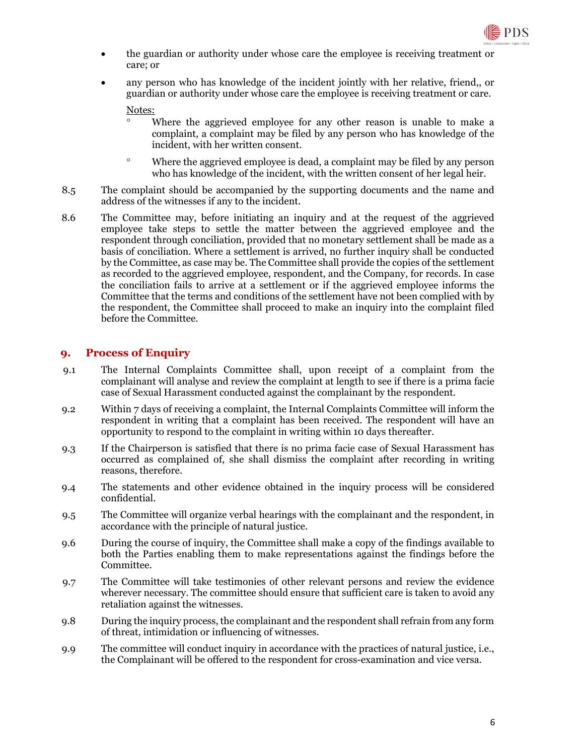- the guardian or authority under whose care the employee is receiving treatment or care; or
- any person who has knowledge of the incident jointly with her relative, friend,, or guardian or authority under whose care the employee is receiving treatment or care.

  Notes:

  - Where the aggrieved employee for any other reason is unable to make a complaint, a complaint may be filed by any person who has knowledge of the incident, with her written consent.
  - Where the aggrieved employee is dead, a complaint may be filed by any person who has knowledge of the incident, with the written consent of her legal heir.

8.5 The complaint should be accompanied by the supporting documents and the name and address of the witnesses if any to the incident.

8.6 The Committee may, before initiating an inquiry and at the request of the aggrieved employee take steps to settle the matter between the aggrieved employee and the respondent through conciliation, provided that no monetary settlement shall be made as a basis of conciliation. Where a settlement is arrived, no further inquiry shall be conducted by the Committee, as case may be. The Committee shall provide the copies of the settlement as recorded to the aggrieved employee, respondent, and the Company, for records. In case the conciliation fails to arrive at a settlement or if the aggrieved employee informs the Committee that the terms and conditions of the settlement have not been complied with by the respondent, the Committee shall proceed to make an inquiry into the complaint filed before the Committee.

## 9. Process of Enquiry

9.1 The Internal Complaints Committee shall, upon receipt of a complaint from the complainant will analyse and review the complaint at length to see if there is a prima facie case of Sexual Harassment conducted against the complainant by the respondent.

9.2 Within 7 days of receiving a complaint, the Internal Complaints Committee will inform the respondent in writing that a complaint has been received. The respondent will have an opportunity to respond to the complaint in writing within 10 days thereafter.

9.3 If the Chairperson is satisfied that there is no prima facie case of Sexual Harassment has occurred as complained of, she shall dismiss the complaint after recording in writing reasons, therefore.

9.4 The statements and other evidence obtained in the inquiry process will be considered confidential.

9.5 The Committee will organize verbal hearings with the complainant and the respondent, in accordance with the principle of natural justice.

9.6 During the course of inquiry, the Committee shall make a copy of the findings available to both the Parties enabling them to make representations against the findings before the Committee.

9.7 The Committee will take testimonies of other relevant persons and review the evidence wherever necessary. The committee should ensure that sufficient care is taken to avoid any retaliation against the witnesses.

9.8 During the inquiry process, the complainant and the respondent shall refrain from any form of threat, intimidation or influencing of witnesses.

9.9 The committee will conduct inquiry in accordance with the practices of natural justice, i.e., the Complainant will be offered to the respondent for cross-examination and vice versa.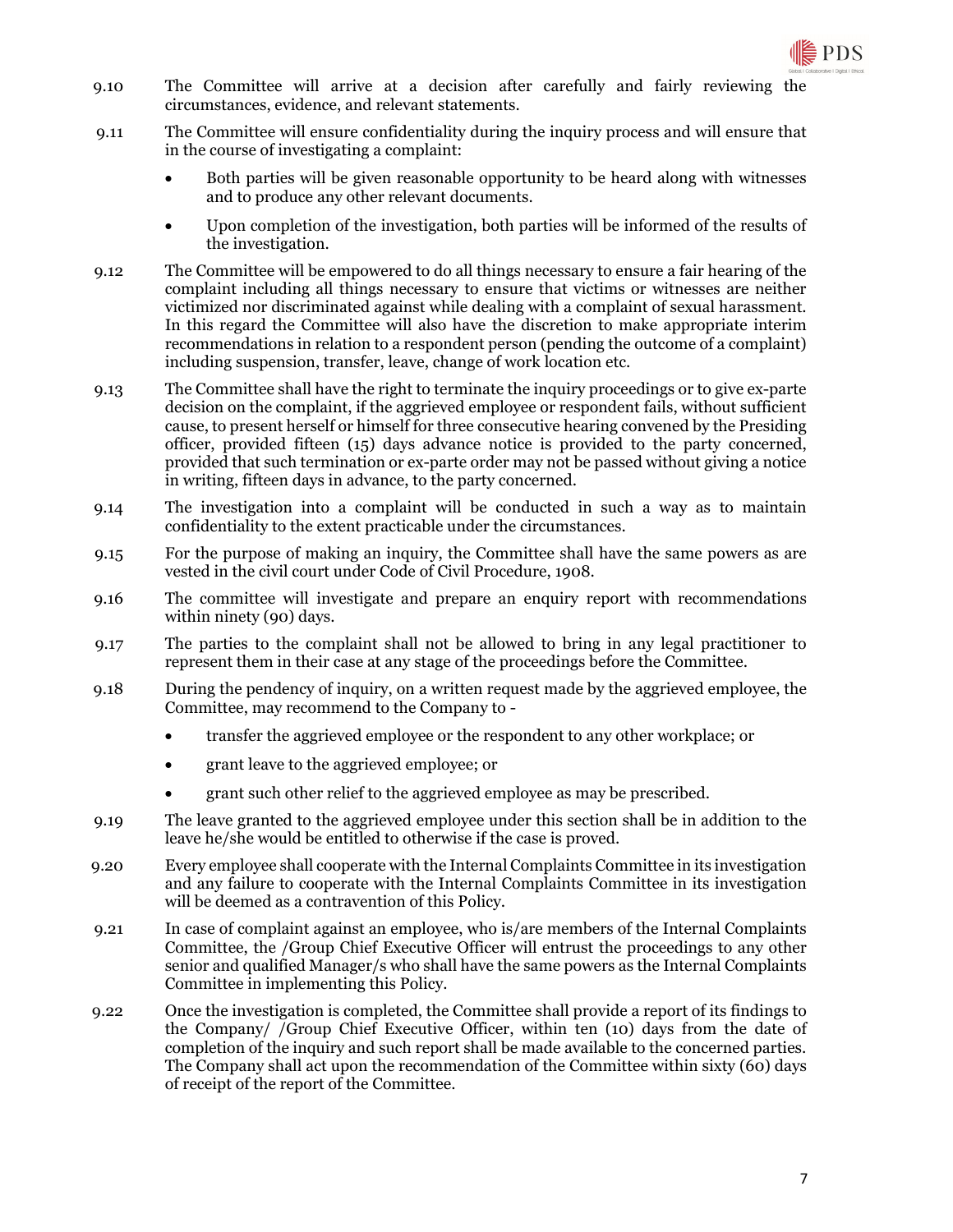9.10 The Committee will arrive at a decision after carefully and fairly reviewing the circumstances, evidence, and relevant statements.

9.11 The Committee will ensure confidentiality during the inquiry process and will ensure that in the course of investigating a complaint:

- Both parties will be given reasonable opportunity to be heard along with witnesses and to produce any other relevant documents.
- Upon completion of the investigation, both parties will be informed of the results of the investigation.

9.12 The Committee will be empowered to do all things necessary to ensure a fair hearing of the complaint including all things necessary to ensure that victims or witnesses are neither victimized nor discriminated against while dealing with a complaint of sexual harassment. In this regard the Committee will also have the discretion to make appropriate interim recommendations in relation to a respondent person (pending the outcome of a complaint) including suspension, transfer, leave, change of work location etc.

9.13 The Committee shall have the right to terminate the inquiry proceedings or to give ex-parte decision on the complaint, if the aggrieved employee or respondent fails, without sufficient cause, to present herself or himself for three consecutive hearing convened by the Presiding officer, provided fifteen (15) days advance notice is provided to the party concerned, provided that such termination or ex-parte order may not be passed without giving a notice in writing, fifteen days in advance, to the party concerned.

9.14 The investigation into a complaint will be conducted in such a way as to maintain confidentiality to the extent practicable under the circumstances.

9.15 For the purpose of making an inquiry, the Committee shall have the same powers as are vested in the civil court under Code of Civil Procedure, 1908.

9.16 The committee will investigate and prepare an enquiry report with recommendations within ninety (90) days.

9.17 The parties to the complaint shall not be allowed to bring in any legal practitioner to represent them in their case at any stage of the proceedings before the Committee.

9.18 During the pendency of inquiry, on a written request made by the aggrieved employee, the Committee, may recommend to the Company to -

- transfer the aggrieved employee or the respondent to any other workplace; or
- grant leave to the aggrieved employee; or
- grant such other relief to the aggrieved employee as may be prescribed.

9.19 The leave granted to the aggrieved employee under this section shall be in addition to the leave he/she would be entitled to otherwise if the case is proved.

9.20 Every employee shall cooperate with the Internal Complaints Committee in its investigation and any failure to cooperate with the Internal Complaints Committee in its investigation will be deemed as a contravention of this Policy.

9.21 In case of complaint against an employee, who is/are members of the Internal Complaints Committee, the /Group Chief Executive Officer will entrust the proceedings to any other senior and qualified Manager/s who shall have the same powers as the Internal Complaints Committee in implementing this Policy.

9.22 Once the investigation is completed, the Committee shall provide a report of its findings to the Company/ /Group Chief Executive Officer, within ten (10) days from the date of completion of the inquiry and such report shall be made available to the concerned parties. The Company shall act upon the recommendation of the Committee within sixty (60) days of receipt of the report of the Committee.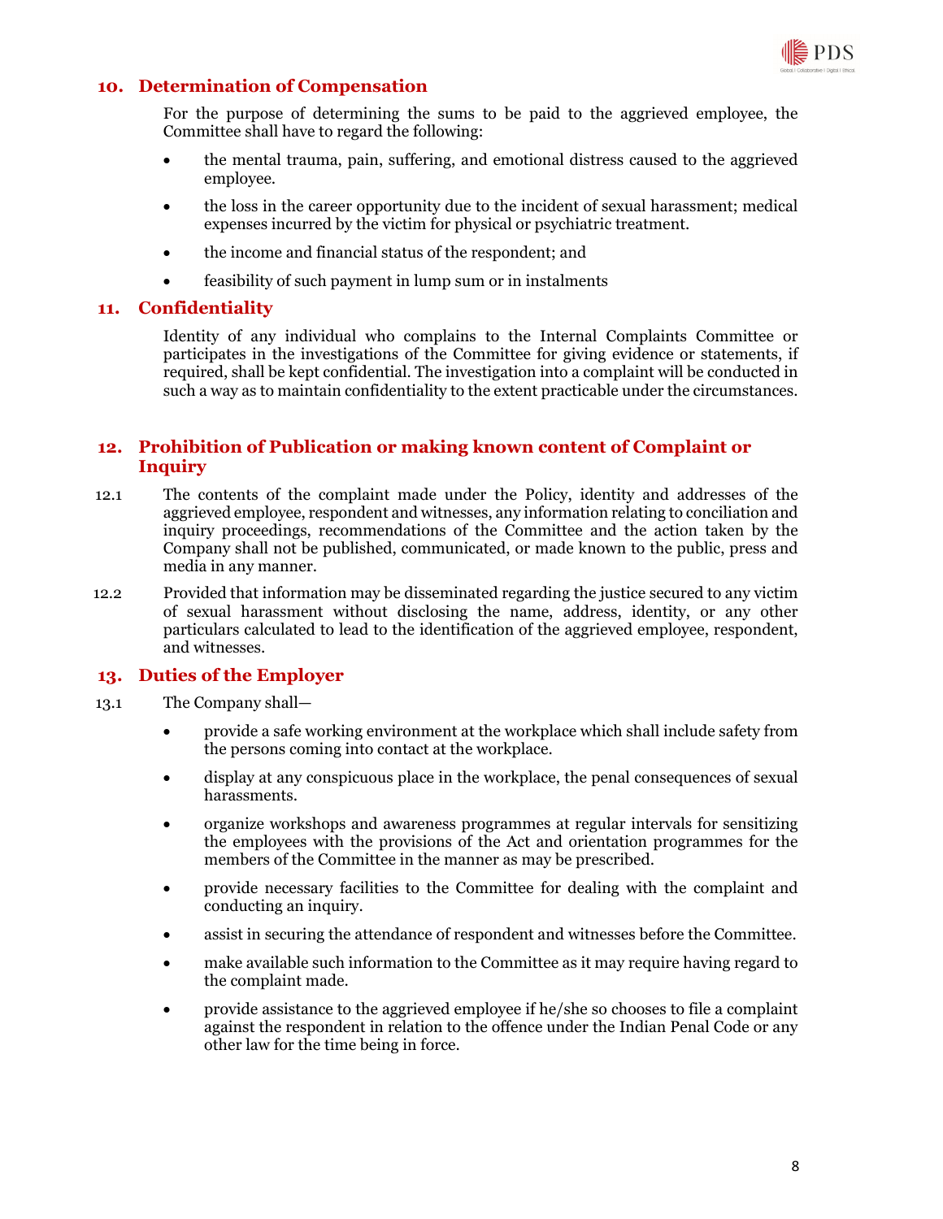## 10. Determination of Compensation

For the purpose of determining the sums to be paid to the aggrieved employee, the Committee shall have to regard the following:

- the mental trauma, pain, suffering, and emotional distress caused to the aggrieved employee.
- the loss in the career opportunity due to the incident of sexual harassment; medical expenses incurred by the victim for physical or psychiatric treatment.
- the income and financial status of the respondent; and
- feasibility of such payment in lump sum or in instalments

## 11. Confidentiality

Identity of any individual who complains to the Internal Complaints Committee or participates in the investigations of the Committee for giving evidence or statements, if required, shall be kept confidential. The investigation into a complaint will be conducted in such a way as to maintain confidentiality to the extent practicable under the circumstances.

## 12. Prohibition of Publication or making known content of Complaint or Inquiry

12.1 The contents of the complaint made under the Policy, identity and addresses of the aggrieved employee, respondent and witnesses, any information relating to conciliation and inquiry proceedings, recommendations of the Committee and the action taken by the Company shall not be published, communicated, or made known to the public, press and media in any manner.

12.2 Provided that information may be disseminated regarding the justice secured to any victim of sexual harassment without disclosing the name, address, identity, or any other particulars calculated to lead to the identification of the aggrieved employee, respondent, and witnesses.

## 13. Duties of the Employer

13.1 The Company shall—

- provide a safe working environment at the workplace which shall include safety from the persons coming into contact at the workplace.
- display at any conspicuous place in the workplace, the penal consequences of sexual harassments.
- organize workshops and awareness programmes at regular intervals for sensitizing the employees with the provisions of the Act and orientation programmes for the members of the Committee in the manner as may be prescribed.
- provide necessary facilities to the Committee for dealing with the complaint and conducting an inquiry.
- assist in securing the attendance of respondent and witnesses before the Committee.
- make available such information to the Committee as it may require having regard to the complaint made.
- provide assistance to the aggrieved employee if he/she so chooses to file a complaint against the respondent in relation to the offence under the Indian Penal Code or any other law for the time being in force.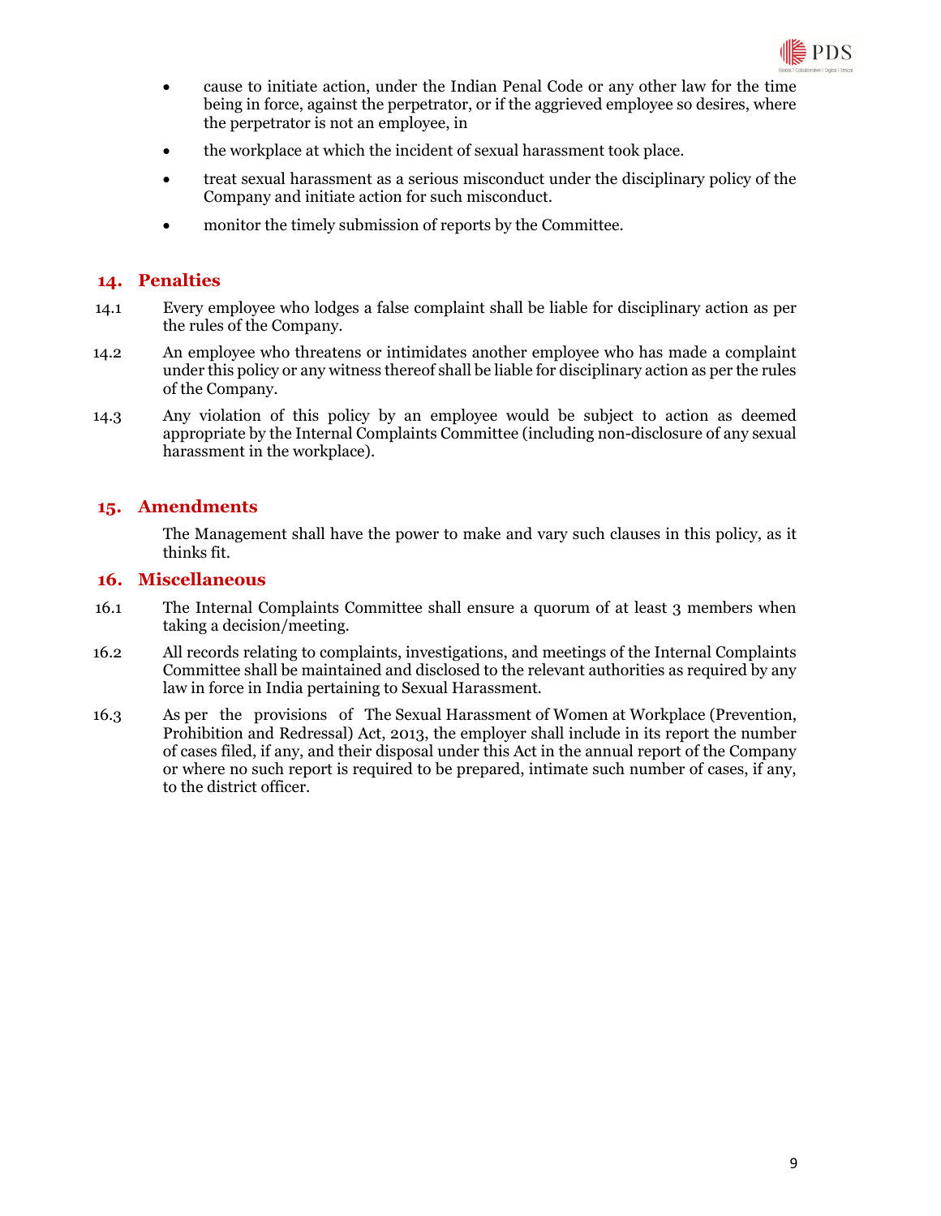- cause to initiate action, under the Indian Penal Code or any other law for the time being in force, against the perpetrator, or if the aggrieved employee so desires, where the perpetrator is not an employee, in
- the workplace at which the incident of sexual harassment took place.
- treat sexual harassment as a serious misconduct under the disciplinary policy of the Company and initiate action for such misconduct.
- monitor the timely submission of reports by the Committee.

## 14. Penalties

14.1 Every employee who lodges a false complaint shall be liable for disciplinary action as per the rules of the Company.

14.2 An employee who threatens or intimidates another employee who has made a complaint under this policy or any witness thereof shall be liable for disciplinary action as per the rules of the Company.

14.3 Any violation of this policy by an employee would be subject to action as deemed appropriate by the Internal Complaints Committee (including non-disclosure of any sexual harassment in the workplace).

## 15. Amendments

The Management shall have the power to make and vary such clauses in this policy, as it thinks fit.

## 16. Miscellaneous

16.1 The Internal Complaints Committee shall ensure a quorum of at least 3 members when taking a decision/meeting.

16.2 All records relating to complaints, investigations, and meetings of the Internal Complaints Committee shall be maintained and disclosed to the relevant authorities as required by any law in force in India pertaining to Sexual Harassment.

16.3 As per the provisions of The Sexual Harassment of Women at Workplace (Prevention, Prohibition and Redressal) Act, 2013, the employer shall include in its report the number of cases filed, if any, and their disposal under this Act in the annual report of the Company or where no such report is required to be prepared, intimate such number of cases, if any, to the district officer.